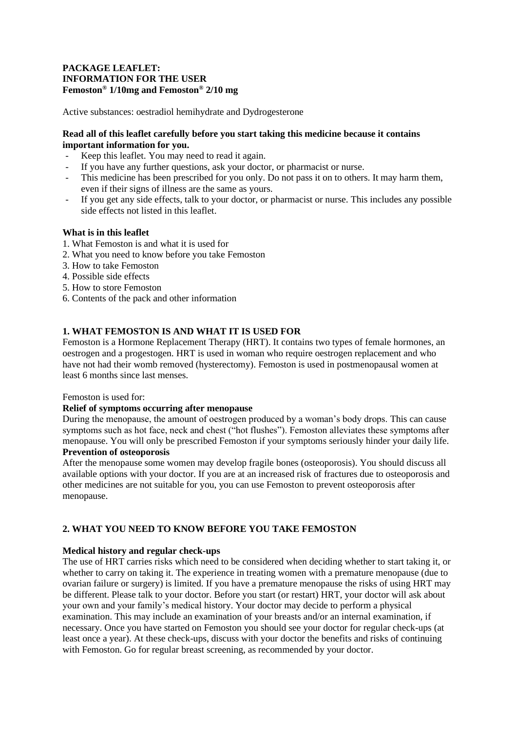**PACKAGE LEAFLET:**
**INFORMATION FOR THE USER**
**Femoston® 1/10mg and Femoston® 2/10 mg**

Active substances: oestradiol hemihydrate and Dydrogesterone

**Read all of this leaflet carefully before you start taking this medicine because it contains important information for you.**

- Keep this leaflet. You may need to read it again.
- If you have any further questions, ask your doctor, or pharmacist or nurse.
- This medicine has been prescribed for you only. Do not pass it on to others. It may harm them, even if their signs of illness are the same as yours.
- If you get any side effects, talk to your doctor, or pharmacist or nurse. This includes any possible side effects not listed in this leaflet.

**What is in this leaflet**

1. What Femoston is and what it is used for
2. What you need to know before you take Femoston
3. How to take Femoston
4. Possible side effects
5. How to store Femoston
6. Contents of the pack and other information

## 1. WHAT FEMOSTON IS AND WHAT IT IS USED FOR

Femoston is a Hormone Replacement Therapy (HRT). It contains two types of female hormones, an oestrogen and a progestogen. HRT is used in woman who require oestrogen replacement and who have not had their womb removed (hysterectomy). Femoston is used in postmenopausal women at least 6 months since last menses.

Femoston is used for:

**Relief of symptoms occurring after menopause**

During the menopause, the amount of oestrogen produced by a woman's body drops. This can cause symptoms such as hot face, neck and chest ("hot flushes"). Femoston alleviates these symptoms after menopause. You will only be prescribed Femoston if your symptoms seriously hinder your daily life.

**Prevention of osteoporosis**

After the menopause some women may develop fragile bones (osteoporosis). You should discuss all available options with your doctor. If you are at an increased risk of fractures due to osteoporosis and other medicines are not suitable for you, you can use Femoston to prevent osteoporosis after menopause.

## 2. WHAT YOU NEED TO KNOW BEFORE YOU TAKE FEMOSTON

**Medical history and regular check-ups**

The use of HRT carries risks which need to be considered when deciding whether to start taking it, or whether to carry on taking it. The experience in treating women with a premature menopause (due to ovarian failure or surgery) is limited. If you have a premature menopause the risks of using HRT may be different. Please talk to your doctor. Before you start (or restart) HRT, your doctor will ask about your own and your family's medical history. Your doctor may decide to perform a physical examination. This may include an examination of your breasts and/or an internal examination, if necessary. Once you have started on Femoston you should see your doctor for regular check-ups (at least once a year). At these check-ups, discuss with your doctor the benefits and risks of continuing with Femoston. Go for regular breast screening, as recommended by your doctor.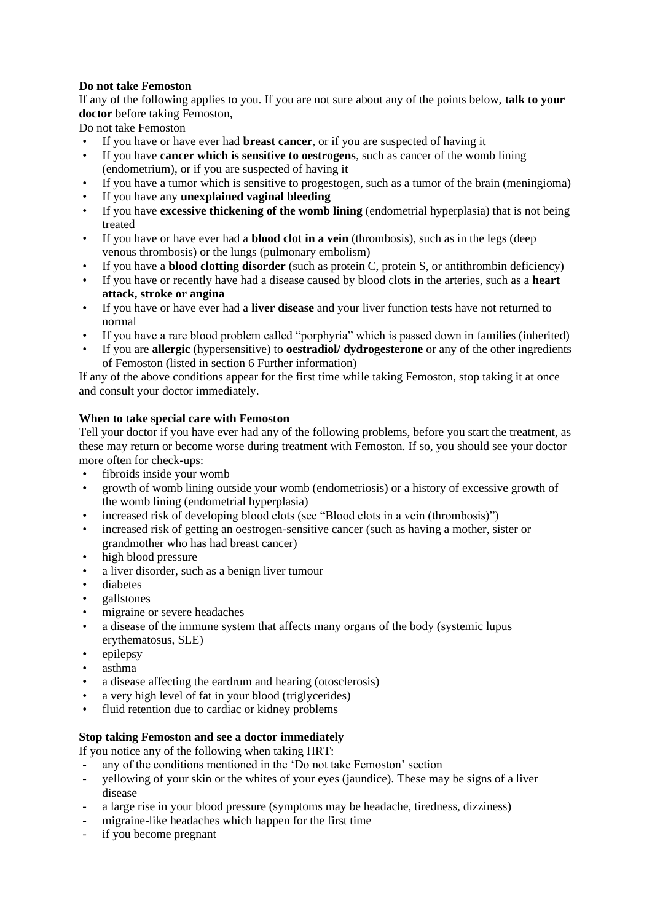**Do not take Femoston**

If any of the following applies to you. If you are not sure about any of the points below, **talk to your doctor** before taking Femoston,

Do not take Femoston

- If you have or have ever had **breast cancer**, or if you are suspected of having it
- If you have **cancer which is sensitive to oestrogens**, such as cancer of the womb lining (endometrium), or if you are suspected of having it
- If you have a tumor which is sensitive to progestogen, such as a tumor of the brain (meningioma)
- If you have any **unexplained vaginal bleeding**
- If you have **excessive thickening of the womb lining** (endometrial hyperplasia) that is not being treated
- If you have or have ever had a **blood clot in a vein** (thrombosis), such as in the legs (deep venous thrombosis) or the lungs (pulmonary embolism)
- If you have a **blood clotting disorder** (such as protein C, protein S, or antithrombin deficiency)
- If you have or recently have had a disease caused by blood clots in the arteries, such as a **heart attack, stroke or angina**
- If you have or have ever had a **liver disease** and your liver function tests have not returned to normal
- If you have a rare blood problem called "porphyria" which is passed down in families (inherited)
- If you are **allergic** (hypersensitive) to **oestradiol/ dydrogesterone** or any of the other ingredients of Femoston (listed in section 6 Further information)

If any of the above conditions appear for the first time while taking Femoston, stop taking it at once and consult your doctor immediately.

**When to take special care with Femoston**

Tell your doctor if you have ever had any of the following problems, before you start the treatment, as these may return or become worse during treatment with Femoston. If so, you should see your doctor more often for check-ups:

- fibroids inside your womb
- growth of womb lining outside your womb (endometriosis) or a history of excessive growth of the womb lining (endometrial hyperplasia)
- increased risk of developing blood clots (see "Blood clots in a vein (thrombosis)")
- increased risk of getting an oestrogen-sensitive cancer (such as having a mother, sister or grandmother who has had breast cancer)
- high blood pressure
- a liver disorder, such as a benign liver tumour
- diabetes
- gallstones
- migraine or severe headaches
- a disease of the immune system that affects many organs of the body (systemic lupus erythematosus, SLE)
- epilepsy
- asthma
- a disease affecting the eardrum and hearing (otosclerosis)
- a very high level of fat in your blood (triglycerides)
- fluid retention due to cardiac or kidney problems

**Stop taking Femoston and see a doctor immediately**

If you notice any of the following when taking HRT:

- any of the conditions mentioned in the 'Do not take Femoston' section
- yellowing of your skin or the whites of your eyes (jaundice). These may be signs of a liver disease
- a large rise in your blood pressure (symptoms may be headache, tiredness, dizziness)
- migraine-like headaches which happen for the first time
- if you become pregnant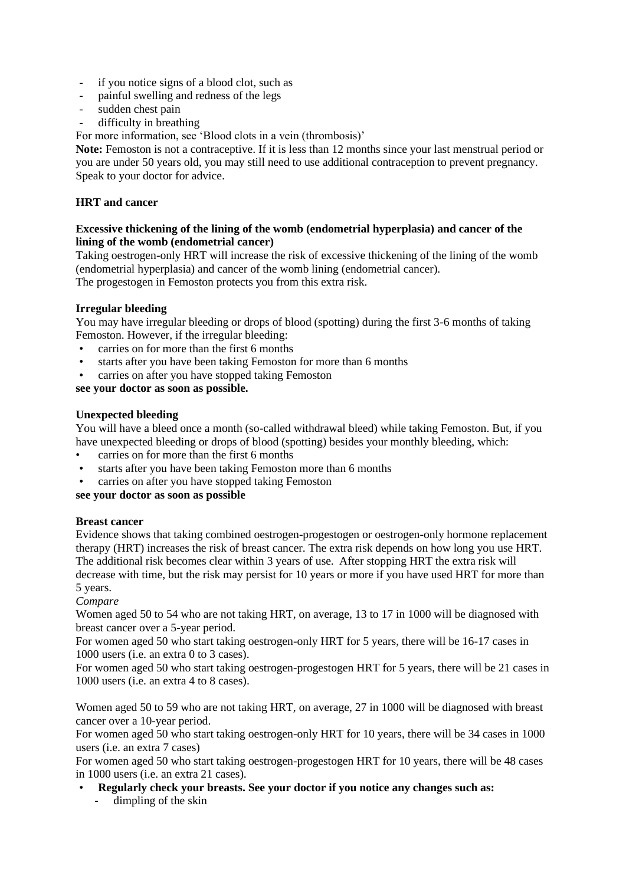- if you notice signs of a blood clot, such as
- painful swelling and redness of the legs
- sudden chest pain
- difficulty in breathing

For more information, see 'Blood clots in a vein (thrombosis)'

**Note:** Femoston is not a contraceptive. If it is less than 12 months since your last menstrual period or you are under 50 years old, you may still need to use additional contraception to prevent pregnancy. Speak to your doctor for advice.

**HRT and cancer**

**Excessive thickening of the lining of the womb (endometrial hyperplasia) and cancer of the lining of the womb (endometrial cancer)**

Taking oestrogen-only HRT will increase the risk of excessive thickening of the lining of the womb (endometrial hyperplasia) and cancer of the womb lining (endometrial cancer).
The progestogen in Femoston protects you from this extra risk.

**Irregular bleeding**

You may have irregular bleeding or drops of blood (spotting) during the first 3-6 months of taking Femoston. However, if the irregular bleeding:

- carries on for more than the first 6 months
- starts after you have been taking Femoston for more than 6 months
- carries on after you have stopped taking Femoston

**see your doctor as soon as possible.**

**Unexpected bleeding**

You will have a bleed once a month (so-called withdrawal bleed) while taking Femoston. But, if you have unexpected bleeding or drops of blood (spotting) besides your monthly bleeding, which:

- carries on for more than the first 6 months
- starts after you have been taking Femoston more than 6 months
- carries on after you have stopped taking Femoston

**see your doctor as soon as possible**

**Breast cancer**

Evidence shows that taking combined oestrogen-progestogen or oestrogen-only hormone replacement therapy (HRT) increases the risk of breast cancer. The extra risk depends on how long you use HRT. The additional risk becomes clear within 3 years of use. After stopping HRT the extra risk will decrease with time, but the risk may persist for 10 years or more if you have used HRT for more than 5 years.

*Compare*

Women aged 50 to 54 who are not taking HRT, on average, 13 to 17 in 1000 will be diagnosed with breast cancer over a 5-year period.

For women aged 50 who start taking oestrogen-only HRT for 5 years, there will be 16-17 cases in 1000 users (i.e. an extra 0 to 3 cases).

For women aged 50 who start taking oestrogen-progestogen HRT for 5 years, there will be 21 cases in 1000 users (i.e. an extra 4 to 8 cases).

Women aged 50 to 59 who are not taking HRT, on average, 27 in 1000 will be diagnosed with breast cancer over a 10-year period.

For women aged 50 who start taking oestrogen-only HRT for 10 years, there will be 34 cases in 1000 users (i.e. an extra 7 cases)

For women aged 50 who start taking oestrogen-progestogen HRT for 10 years, there will be 48 cases in 1000 users (i.e. an extra 21 cases).

- **Regularly check your breasts. See your doctor if you notice any changes such as:**
  - dimpling of the skin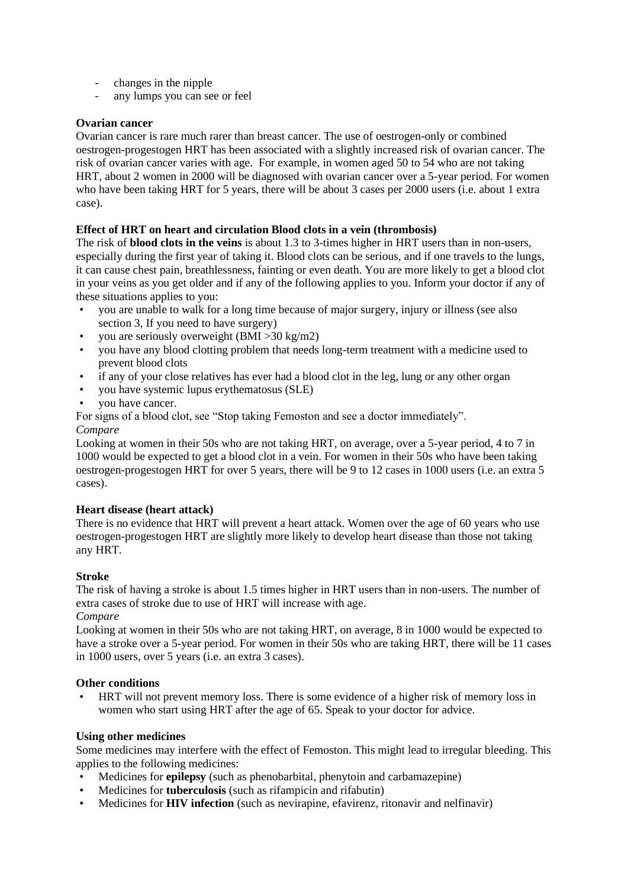- changes in the nipple
- any lumps you can see or feel

**Ovarian cancer**

Ovarian cancer is rare much rarer than breast cancer. The use of oestrogen-only or combined oestrogen-progestogen HRT has been associated with a slightly increased risk of ovarian cancer. The risk of ovarian cancer varies with age. For example, in women aged 50 to 54 who are not taking HRT, about 2 women in 2000 will be diagnosed with ovarian cancer over a 5-year period. For women who have been taking HRT for 5 years, there will be about 3 cases per 2000 users (i.e. about 1 extra case).

**Effect of HRT on heart and circulation Blood clots in a vein (thrombosis)**

The risk of **blood clots in the veins** is about 1.3 to 3-times higher in HRT users than in non-users, especially during the first year of taking it. Blood clots can be serious, and if one travels to the lungs, it can cause chest pain, breathlessness, fainting or even death. You are more likely to get a blood clot in your veins as you get older and if any of the following applies to you. Inform your doctor if any of these situations applies to you:

- you are unable to walk for a long time because of major surgery, injury or illness (see also section 3, If you need to have surgery)
- you are seriously overweight (BMI >30 kg/m2)
- you have any blood clotting problem that needs long-term treatment with a medicine used to prevent blood clots
- if any of your close relatives has ever had a blood clot in the leg, lung or any other organ
- you have systemic lupus erythematosus (SLE)
- you have cancer.

For signs of a blood clot, see "Stop taking Femoston and see a doctor immediately".

*Compare*

Looking at women in their 50s who are not taking HRT, on average, over a 5-year period, 4 to 7 in 1000 would be expected to get a blood clot in a vein. For women in their 50s who have been taking oestrogen-progestogen HRT for over 5 years, there will be 9 to 12 cases in 1000 users (i.e. an extra 5 cases).

**Heart disease (heart attack)**

There is no evidence that HRT will prevent a heart attack. Women over the age of 60 years who use oestrogen-progestogen HRT are slightly more likely to develop heart disease than those not taking any HRT.

**Stroke**

The risk of having a stroke is about 1.5 times higher in HRT users than in non-users. The number of extra cases of stroke due to use of HRT will increase with age.

*Compare*

Looking at women in their 50s who are not taking HRT, on average, 8 in 1000 would be expected to have a stroke over a 5-year period. For women in their 50s who are taking HRT, there will be 11 cases in 1000 users, over 5 years (i.e. an extra 3 cases).

**Other conditions**

- HRT will not prevent memory loss. There is some evidence of a higher risk of memory loss in women who start using HRT after the age of 65. Speak to your doctor for advice.

**Using other medicines**

Some medicines may interfere with the effect of Femoston. This might lead to irregular bleeding. This applies to the following medicines:

- Medicines for **epilepsy** (such as phenobarbital, phenytoin and carbamazepine)
- Medicines for **tuberculosis** (such as rifampicin and rifabutin)
- Medicines for **HIV infection** (such as nevirapine, efavirenz, ritonavir and nelfinavir)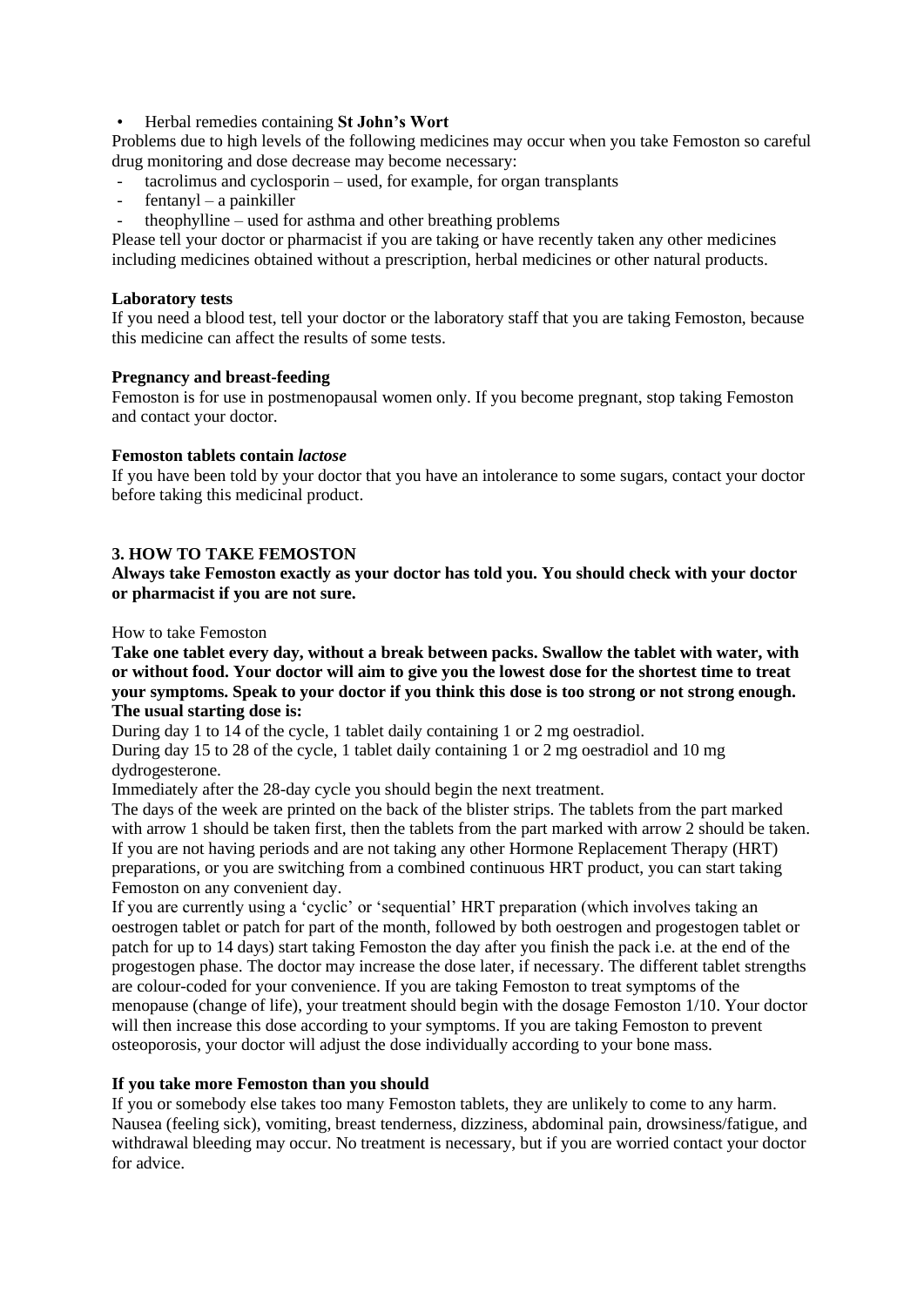- Herbal remedies containing **St John's Wort**

Problems due to high levels of the following medicines may occur when you take Femoston so careful drug monitoring and dose decrease may become necessary:

- tacrolimus and cyclosporin – used, for example, for organ transplants
- fentanyl – a painkiller
- theophylline – used for asthma and other breathing problems

Please tell your doctor or pharmacist if you are taking or have recently taken any other medicines including medicines obtained without a prescription, herbal medicines or other natural products.

**Laboratory tests**

If you need a blood test, tell your doctor or the laboratory staff that you are taking Femoston, because this medicine can affect the results of some tests.

**Pregnancy and breast-feeding**

Femoston is for use in postmenopausal women only. If you become pregnant, stop taking Femoston and contact your doctor.

**Femoston tablets contain *lactose***

If you have been told by your doctor that you have an intolerance to some sugars, contact your doctor before taking this medicinal product.

## 3. HOW TO TAKE FEMOSTON

**Always take Femoston exactly as your doctor has told you. You should check with your doctor or pharmacist if you are not sure.**

How to take Femoston

**Take one tablet every day, without a break between packs. Swallow the tablet with water, with or without food. Your doctor will aim to give you the lowest dose for the shortest time to treat your symptoms. Speak to your doctor if you think this dose is too strong or not strong enough.**
**The usual starting dose is:**

During day 1 to 14 of the cycle, 1 tablet daily containing 1 or 2 mg oestradiol.
During day 15 to 28 of the cycle, 1 tablet daily containing 1 or 2 mg oestradiol and 10 mg dydrogesterone.
Immediately after the 28-day cycle you should begin the next treatment.
The days of the week are printed on the back of the blister strips. The tablets from the part marked with arrow 1 should be taken first, then the tablets from the part marked with arrow 2 should be taken.
If you are not having periods and are not taking any other Hormone Replacement Therapy (HRT) preparations, or you are switching from a combined continuous HRT product, you can start taking Femoston on any convenient day.
If you are currently using a 'cyclic' or 'sequential' HRT preparation (which involves taking an oestrogen tablet or patch for part of the month, followed by both oestrogen and progestogen tablet or patch for up to 14 days) start taking Femoston the day after you finish the pack i.e. at the end of the progestogen phase. The doctor may increase the dose later, if necessary. The different tablet strengths are colour-coded for your convenience. If you are taking Femoston to treat symptoms of the menopause (change of life), your treatment should begin with the dosage Femoston 1/10. Your doctor will then increase this dose according to your symptoms. If you are taking Femoston to prevent osteoporosis, your doctor will adjust the dose individually according to your bone mass.

**If you take more Femoston than you should**

If you or somebody else takes too many Femoston tablets, they are unlikely to come to any harm. Nausea (feeling sick), vomiting, breast tenderness, dizziness, abdominal pain, drowsiness/fatigue, and withdrawal bleeding may occur. No treatment is necessary, but if you are worried contact your doctor for advice.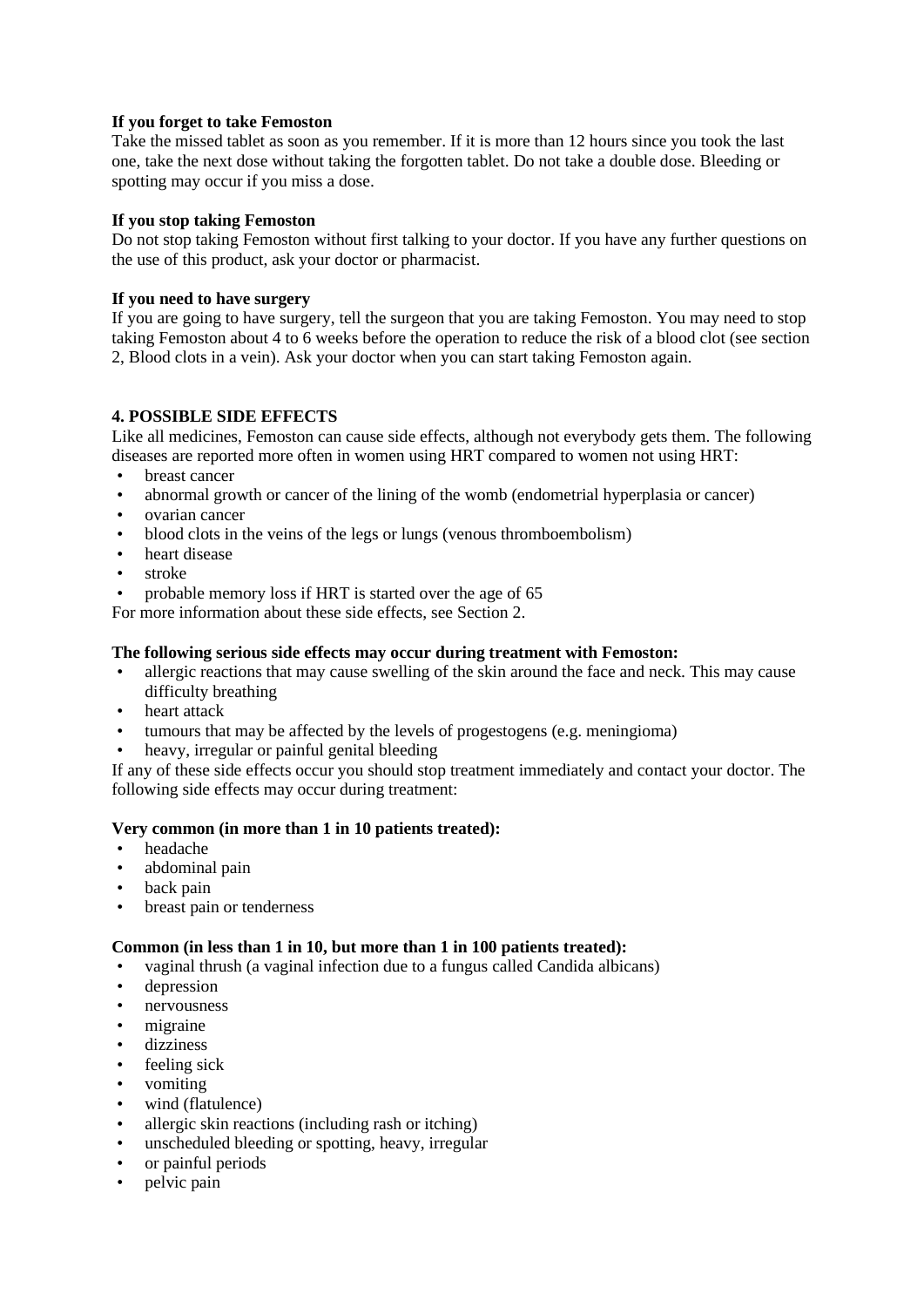**If you forget to take Femoston**

Take the missed tablet as soon as you remember. If it is more than 12 hours since you took the last one, take the next dose without taking the forgotten tablet. Do not take a double dose. Bleeding or spotting may occur if you miss a dose.

**If you stop taking Femoston**

Do not stop taking Femoston without first talking to your doctor. If you have any further questions on the use of this product, ask your doctor or pharmacist.

**If you need to have surgery**

If you are going to have surgery, tell the surgeon that you are taking Femoston. You may need to stop taking Femoston about 4 to 6 weeks before the operation to reduce the risk of a blood clot (see section 2, Blood clots in a vein). Ask your doctor when you can start taking Femoston again.

## 4. POSSIBLE SIDE EFFECTS

Like all medicines, Femoston can cause side effects, although not everybody gets them. The following diseases are reported more often in women using HRT compared to women not using HRT:

- breast cancer
- abnormal growth or cancer of the lining of the womb (endometrial hyperplasia or cancer)
- ovarian cancer
- blood clots in the veins of the legs or lungs (venous thromboembolism)
- heart disease
- stroke
- probable memory loss if HRT is started over the age of 65

For more information about these side effects, see Section 2.

**The following serious side effects may occur during treatment with Femoston:**

- allergic reactions that may cause swelling of the skin around the face and neck. This may cause difficulty breathing
- heart attack
- tumours that may be affected by the levels of progestogens (e.g. meningioma)
- heavy, irregular or painful genital bleeding

If any of these side effects occur you should stop treatment immediately and contact your doctor. The following side effects may occur during treatment:

**Very common (in more than 1 in 10 patients treated):**

- headache
- abdominal pain
- back pain
- breast pain or tenderness

**Common (in less than 1 in 10, but more than 1 in 100 patients treated):**

- vaginal thrush (a vaginal infection due to a fungus called Candida albicans)
- depression
- nervousness
- migraine
- dizziness
- feeling sick
- vomiting
- wind (flatulence)
- allergic skin reactions (including rash or itching)
- unscheduled bleeding or spotting, heavy, irregular
- or painful periods
- pelvic pain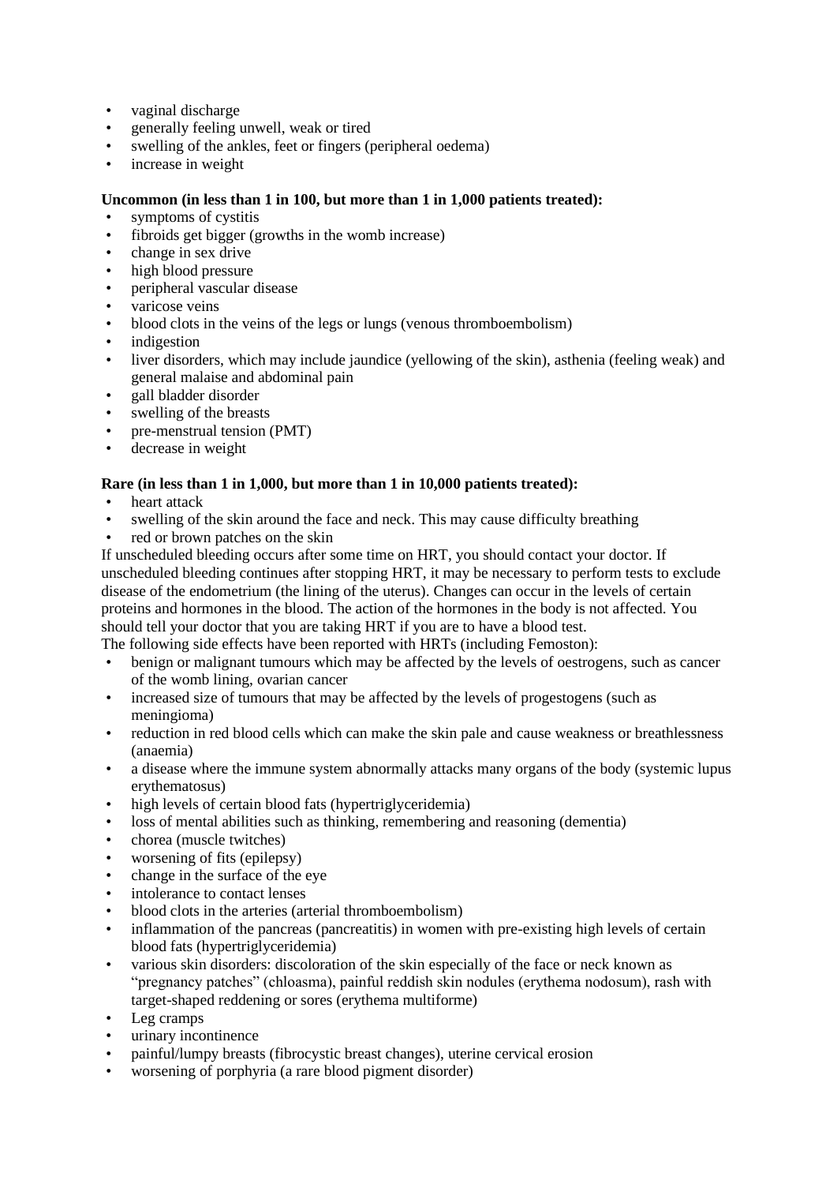- vaginal discharge
- generally feeling unwell, weak or tired
- swelling of the ankles, feet or fingers (peripheral oedema)
- increase in weight

**Uncommon (in less than 1 in 100, but more than 1 in 1,000 patients treated):**

- symptoms of cystitis
- fibroids get bigger (growths in the womb increase)
- change in sex drive
- high blood pressure
- peripheral vascular disease
- varicose veins
- blood clots in the veins of the legs or lungs (venous thromboembolism)
- indigestion
- liver disorders, which may include jaundice (yellowing of the skin), asthenia (feeling weak) and general malaise and abdominal pain
- gall bladder disorder
- swelling of the breasts
- pre-menstrual tension (PMT)
- decrease in weight

**Rare (in less than 1 in 1,000, but more than 1 in 10,000 patients treated):**

- heart attack
- swelling of the skin around the face and neck. This may cause difficulty breathing
- red or brown patches on the skin

If unscheduled bleeding occurs after some time on HRT, you should contact your doctor. If unscheduled bleeding continues after stopping HRT, it may be necessary to perform tests to exclude disease of the endometrium (the lining of the uterus). Changes can occur in the levels of certain proteins and hormones in the blood. The action of the hormones in the body is not affected. You should tell your doctor that you are taking HRT if you are to have a blood test.

The following side effects have been reported with HRTs (including Femoston):

- benign or malignant tumours which may be affected by the levels of oestrogens, such as cancer of the womb lining, ovarian cancer
- increased size of tumours that may be affected by the levels of progestogens (such as meningioma)
- reduction in red blood cells which can make the skin pale and cause weakness or breathlessness (anaemia)
- a disease where the immune system abnormally attacks many organs of the body (systemic lupus erythematosus)
- high levels of certain blood fats (hypertriglyceridemia)
- loss of mental abilities such as thinking, remembering and reasoning (dementia)
- chorea (muscle twitches)
- worsening of fits (epilepsy)
- change in the surface of the eye
- intolerance to contact lenses
- blood clots in the arteries (arterial thromboembolism)
- inflammation of the pancreas (pancreatitis) in women with pre-existing high levels of certain blood fats (hypertriglyceridemia)
- various skin disorders: discoloration of the skin especially of the face or neck known as "pregnancy patches" (chloasma), painful reddish skin nodules (erythema nodosum), rash with target-shaped reddening or sores (erythema multiforme)
- Leg cramps
- urinary incontinence
- painful/lumpy breasts (fibrocystic breast changes), uterine cervical erosion
- worsening of porphyria (a rare blood pigment disorder)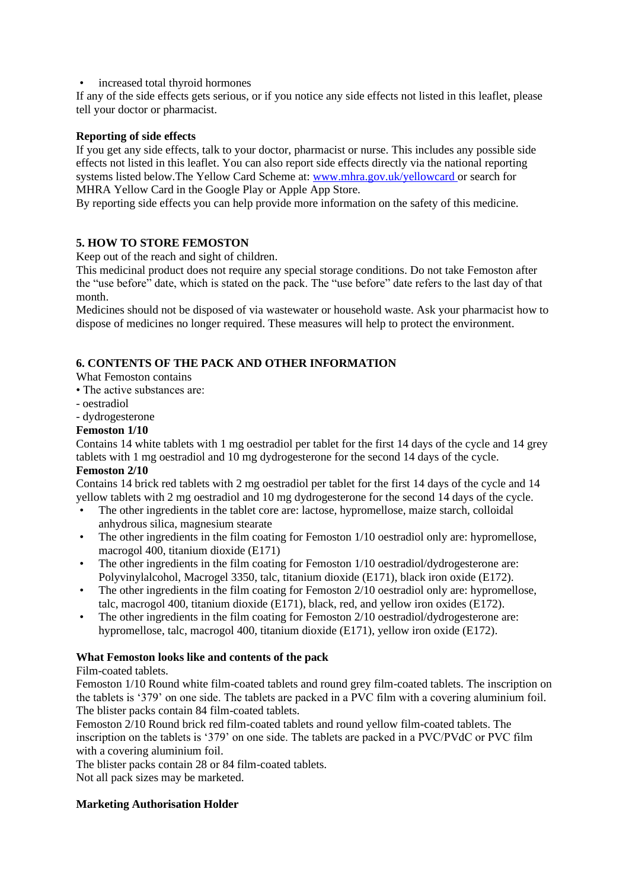- increased total thyroid hormones

If any of the side effects gets serious, or if you notice any side effects not listed in this leaflet, please tell your doctor or pharmacist.

**Reporting of side effects**

If you get any side effects, talk to your doctor, pharmacist or nurse. This includes any possible side effects not listed in this leaflet. You can also report side effects directly via the national reporting systems listed below.The Yellow Card Scheme at: www.mhra.gov.uk/yellowcard or search for MHRA Yellow Card in the Google Play or Apple App Store.

By reporting side effects you can help provide more information on the safety of this medicine.

## 5. HOW TO STORE FEMOSTON

Keep out of the reach and sight of children.

This medicinal product does not require any special storage conditions. Do not take Femoston after the "use before" date, which is stated on the pack. The "use before" date refers to the last day of that month.

Medicines should not be disposed of via wastewater or household waste. Ask your pharmacist how to dispose of medicines no longer required. These measures will help to protect the environment.

## 6. CONTENTS OF THE PACK AND OTHER INFORMATION

What Femoston contains

- The active substances are:
  - oestradiol
  - dydrogesterone

**Femoston 1/10**

Contains 14 white tablets with 1 mg oestradiol per tablet for the first 14 days of the cycle and 14 grey tablets with 1 mg oestradiol and 10 mg dydrogesterone for the second 14 days of the cycle.

**Femoston 2/10**

Contains 14 brick red tablets with 2 mg oestradiol per tablet for the first 14 days of the cycle and 14 yellow tablets with 2 mg oestradiol and 10 mg dydrogesterone for the second 14 days of the cycle.

- The other ingredients in the tablet core are: lactose, hypromellose, maize starch, colloidal anhydrous silica, magnesium stearate
- The other ingredients in the film coating for Femoston 1/10 oestradiol only are: hypromellose, macrogol 400, titanium dioxide (E171)
- The other ingredients in the film coating for Femoston 1/10 oestradiol/dydrogesterone are: Polyvinylalcohol, Macrogel 3350, talc, titanium dioxide (E171), black iron oxide (E172).
- The other ingredients in the film coating for Femoston 2/10 oestradiol only are: hypromellose, talc, macrogol 400, titanium dioxide (E171), black, red, and yellow iron oxides (E172).
- The other ingredients in the film coating for Femoston 2/10 oestradiol/dydrogesterone are: hypromellose, talc, macrogol 400, titanium dioxide (E171), yellow iron oxide (E172).

**What Femoston looks like and contents of the pack**

Film-coated tablets.

Femoston 1/10 Round white film-coated tablets and round grey film-coated tablets. The inscription on the tablets is '379' on one side. The tablets are packed in a PVC film with a covering aluminium foil. The blister packs contain 84 film-coated tablets.

Femoston 2/10 Round brick red film-coated tablets and round yellow film-coated tablets. The inscription on the tablets is '379' on one side. The tablets are packed in a PVC/PVdC or PVC film with a covering aluminium foil.

The blister packs contain 28 or 84 film-coated tablets.

Not all pack sizes may be marketed.

**Marketing Authorisation Holder**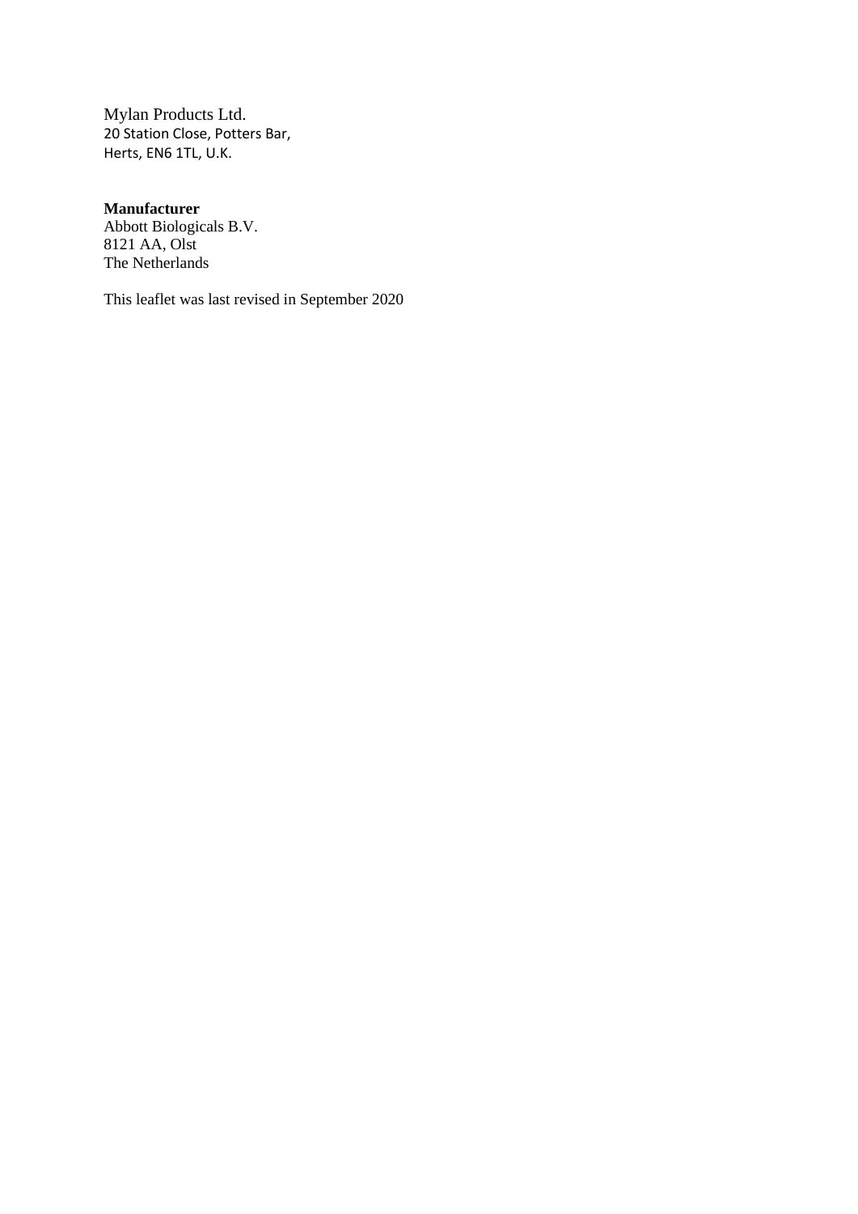Mylan Products Ltd.
20 Station Close, Potters Bar,
Herts, EN6 1TL, U.K.

**Manufacturer**
Abbott Biologicals B.V.
8121 AA, Olst
The Netherlands

This leaflet was last revised in September 2020